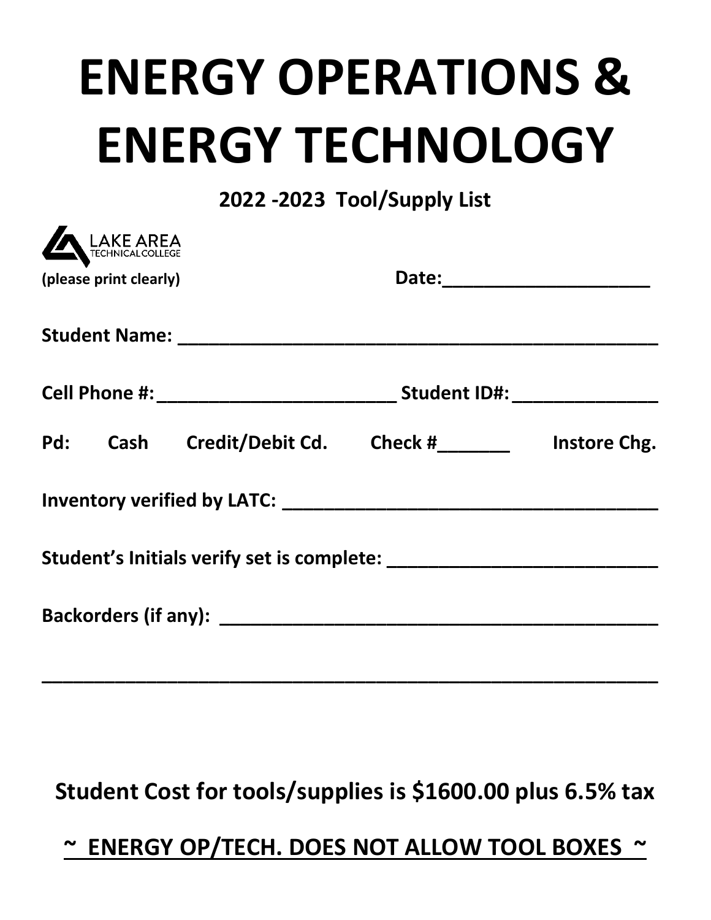# ENERGY OPERATIONS & ENERGY TECHNOLOGY

**2022 -2023 Tool/Supply List**

LAKE AREA TECHNICAL COLLEGE

**(please print clearly)** **Date:____________________**

**Student Name: __________________________________________________**

**Cell Phone #:________________________ Student ID#:_______________**

**Pd: Cash Credit/Debit Cd. Check #_______ Instore Chg.**

**Inventory verified by LATC: _____________________________________**

**Student's Initials verify set is complete: __________________________**

**Backorders (if any): _____________________________________________**

**__________________________________________________________________**

**Student Cost for tools/supplies is $1600.00 plus 6.5% tax**

**<u>~ ENERGY OP/TECH. DOES NOT ALLOW TOOL BOXES ~</u>**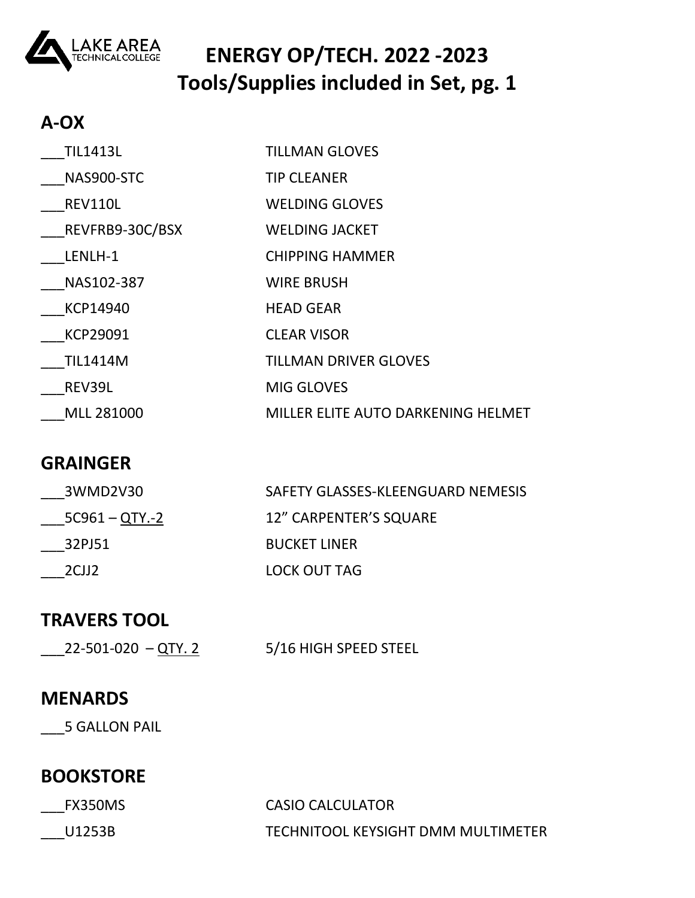# ENERGY OP/TECH. 2022 -2023
# Tools/Supplies included in Set, pg. 1

## A-OX

___TIL1413L TILLMAN GLOVES

___NAS900-STC TIP CLEANER

___REV110L WELDING GLOVES

___REVFRB9-30C/BSX WELDING JACKET

___LENLH-1 CHIPPING HAMMER

___NAS102-387 WIRE BRUSH

___KCP14940 HEAD GEAR

___KCP29091 CLEAR VISOR

___TIL1414M TILLMAN DRIVER GLOVES

___REV39L MIG GLOVES

___MLL 281000 MILLER ELITE AUTO DARKENING HELMET

## GRAINGER

___3WMD2V30 SAFETY GLASSES-KLEENGUARD NEMESIS

___5C961 – <u>QTY.-2</u> 12" CARPENTER'S SQUARE

___32PJ51 BUCKET LINER

___2CJJ2 LOCK OUT TAG

## TRAVERS TOOL

___22-501-020 – <u>QTY. 2</u> 5/16 HIGH SPEED STEEL

## MENARDS

___5 GALLON PAIL

## BOOKSTORE

___FX350MS CASIO CALCULATOR

___U1253B TECHNITOOL KEYSIGHT DMM MULTIMETER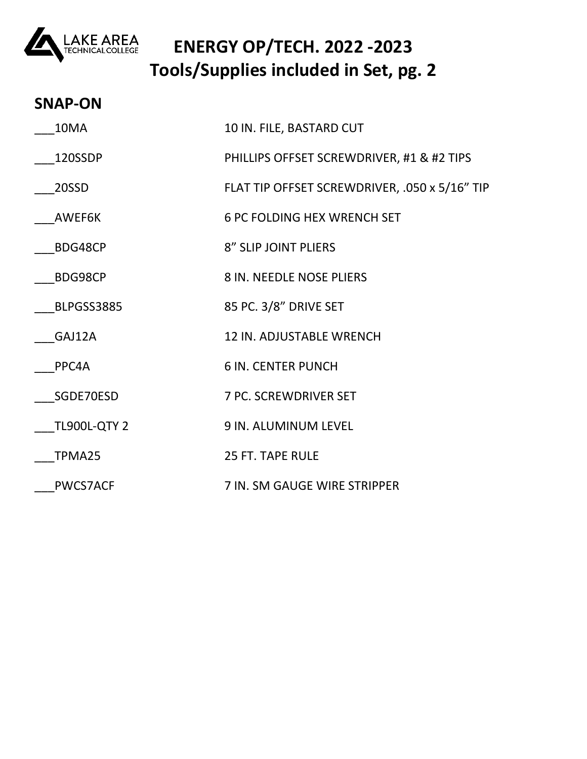# ENERGY OP/TECH. 2022 -2023
## Tools/Supplies included in Set, pg. 2

### SNAP-ON

| | |
|---|---|
| ___10MA | 10 IN. FILE, BASTARD CUT |
| ___120SSDP | PHILLIPS OFFSET SCREWDRIVER, #1 & #2 TIPS |
| ___20SSD | FLAT TIP OFFSET SCREWDRIVER, .050 x 5/16" TIP |
| ___AWEF6K | 6 PC FOLDING HEX WRENCH SET |
| ___BDG48CP | 8" SLIP JOINT PLIERS |
| ___BDG98CP | 8 IN. NEEDLE NOSE PLIERS |
| ___BLPGSS3885 | 85 PC. 3/8" DRIVE SET |
| ___GAJ12A | 12 IN. ADJUSTABLE WRENCH |
| ___PPC4A | 6 IN. CENTER PUNCH |
| ___SGDE70ESD | 7 PC. SCREWDRIVER SET |
| ___TL900L-QTY 2 | 9 IN. ALUMINUM LEVEL |
| ___TPMA25 | 25 FT. TAPE RULE |
| ___PWCS7ACF | 7 IN. SM GAUGE WIRE STRIPPER |